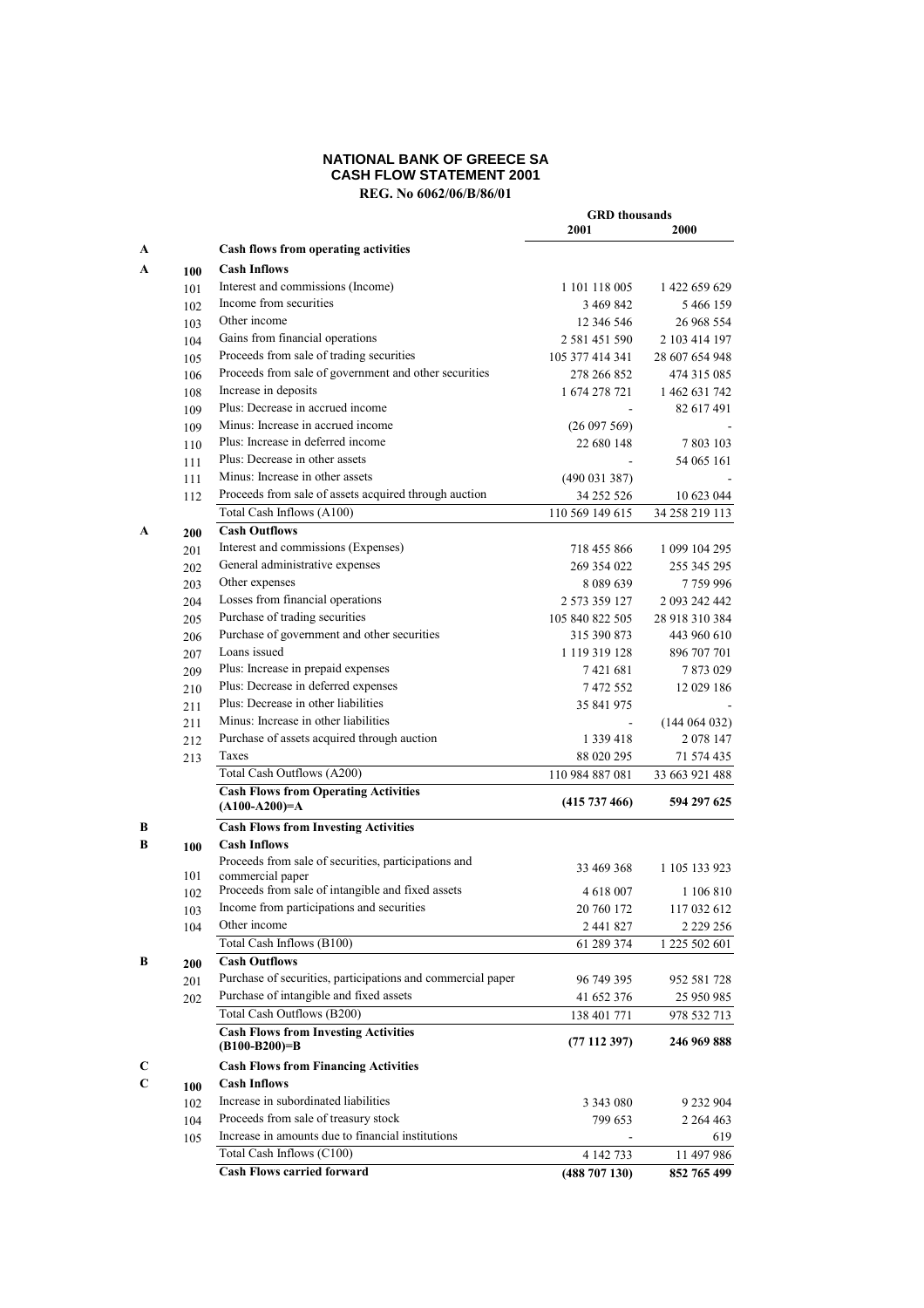**NATIONAL BANK OF GREECE SA**
**CASH FLOW STATEMENT 2001**
**REG. No 6062/06/B/86/01**

| | | | GRD thousands | |
|---|---|---|---|---|
| | | | **2001** | **2000** |
| **A** | | **Cash flows from operating activities** | | |
| **A** | **100** | **Cash Inflows** | | |
| | 101 | Interest and commissions (Income) | 1 101 118 005 | 1 422 659 629 |
| | 102 | Income from securities | 3 469 842 | 5 466 159 |
| | 103 | Other income | 12 346 546 | 26 968 554 |
| | 104 | Gains from financial operations | 2 581 451 590 | 2 103 414 197 |
| | 105 | Proceeds from sale of trading securities | 105 377 414 341 | 28 607 654 948 |
| | 106 | Proceeds from sale of government and other securities | 278 266 852 | 474 315 085 |
| | 108 | Increase in deposits | 1 674 278 721 | 1 462 631 742 |
| | 109 | Plus: Decrease in accrued income | - | 82 617 491 |
| | 109 | Minus: Increase in accrued income | (26 097 569) | - |
| | 110 | Plus: Increase in deferred income | 22 680 148 | 7 803 103 |
| | 111 | Plus: Decrease in other assets | - | 54 065 161 |
| | 111 | Minus: Increase in other assets | (490 031 387) | - |
| | 112 | Proceeds from sale of assets acquired through auction | 34 252 526 | 10 623 044 |
| | | Total Cash Inflows (A100) | 110 569 149 615 | 34 258 219 113 |
| **A** | **200** | **Cash Outflows** | | |
| | 201 | Interest and commissions (Expenses) | 718 455 866 | 1 099 104 295 |
| | 202 | General administrative expenses | 269 354 022 | 255 345 295 |
| | 203 | Other expenses | 8 089 639 | 7 759 996 |
| | 204 | Losses from financial operations | 2 573 359 127 | 2 093 242 442 |
| | 205 | Purchase of trading securities | 105 840 822 505 | 28 918 310 384 |
| | 206 | Purchase of government and other securities | 315 390 873 | 443 960 610 |
| | 207 | Loans issued | 1 119 319 128 | 896 707 701 |
| | 209 | Plus: Increase in prepaid expenses | 7 421 681 | 7 873 029 |
| | 210 | Plus: Decrease in deferred expenses | 7 472 552 | 12 029 186 |
| | 211 | Plus: Decrease in other liabilities | 35 841 975 | - |
| | 211 | Minus: Increase in other liabilities | - | (144 064 032) |
| | 212 | Purchase of assets acquired through auction | 1 339 418 | 2 078 147 |
| | 213 | Taxes | 88 020 295 | 71 574 435 |
| | | Total Cash Outflows (A200) | 110 984 887 081 | 33 663 921 488 |
| | | **Cash Flows from Operating Activities (A100-A200)=A** | **(415 737 466)** | **594 297 625** |
| **B** | | **Cash Flows from Investing Activities** | | |
| **B** | **100** | **Cash Inflows** | | |
| | 101 | Proceeds from sale of securities, participations and commercial paper | 33 469 368 | 1 105 133 923 |
| | 102 | Proceeds from sale of intangible and fixed assets | 4 618 007 | 1 106 810 |
| | 103 | Income from participations and securities | 20 760 172 | 117 032 612 |
| | 104 | Other income | 2 441 827 | 2 229 256 |
| | | Total Cash Inflows (B100) | 61 289 374 | 1 225 502 601 |
| **B** | **200** | **Cash Outflows** | | |
| | 201 | Purchase of securities, participations and commercial paper | 96 749 395 | 952 581 728 |
| | 202 | Purchase of intangible and fixed assets | 41 652 376 | 25 950 985 |
| | | Total Cash Outflows (B200) | 138 401 771 | 978 532 713 |
| | | **Cash Flows from Investing Activities (B100-B200)=B** | **(77 112 397)** | **246 969 888** |
| **C** | | **Cash Flows from Financing Activities** | | |
| **C** | **100** | **Cash Inflows** | | |
| | 102 | Increase in subordinated liabilities | 3 343 080 | 9 232 904 |
| | 104 | Proceeds from sale of treasury stock | 799 653 | 2 264 463 |
| | 105 | Increase in amounts due to financial institutions | - | 619 |
| | | Total Cash Inflows (C100) | 4 142 733 | 11 497 986 |
| | | **Cash Flows carried forward** | **(488 707 130)** | **852 765 499** |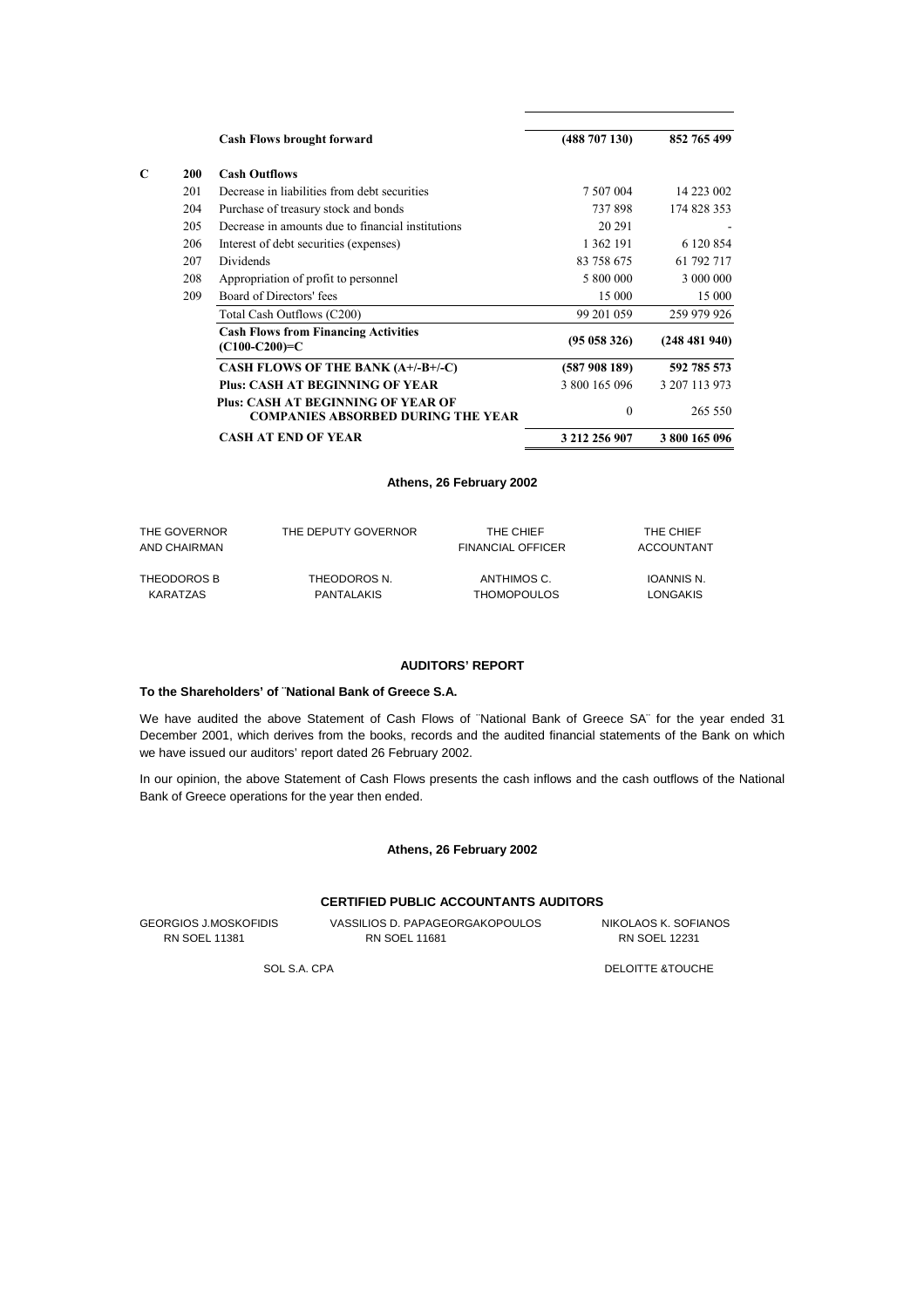| | | | | |
|---|---|---|---|---|
| | | **Cash Flows brought forward** | **(488 707 130)** | **852 765 499** |
| **C** | **200** | **Cash Outflows** | | |
| | 201 | Decrease in liabilities from debt securities | 7 507 004 | 14 223 002 |
| | 204 | Purchase of treasury stock and bonds | 737 898 | 174 828 353 |
| | 205 | Decrease in amounts due to financial institutions | 20 291 | - |
| | 206 | Interest of debt securities (expenses) | 1 362 191 | 6 120 854 |
| | 207 | Dividends | 83 758 675 | 61 792 717 |
| | 208 | Appropriation of profit to personnel | 5 800 000 | 3 000 000 |
| | 209 | Board of Directors' fees | 15 000 | 15 000 |
| | | Total Cash Outflows (C200) | 99 201 059 | 259 979 926 |
| | | **Cash Flows from Financing Activities (C100-C200)=C** | **(95 058 326)** | **(248 481 940)** |
| | | **CASH FLOWS OF THE BANK (A+/-B+/-C)** | **(587 908 189)** | **592 785 573** |
| | | **Plus: CASH AT BEGINNING OF YEAR** | 3 800 165 096 | 3 207 113 973 |
| | | **Plus: CASH AT BEGINNING OF YEAR OF COMPANIES ABSORBED DURING THE YEAR** | 0 | 265 550 |
| | | **CASH AT END OF YEAR** | **3 212 256 907** | **3 800 165 096** |

**Athens, 26 February 2002**

| THE GOVERNOR AND CHAIRMAN | THE DEPUTY GOVERNOR | THE CHIEF FINANCIAL OFFICER | THE CHIEF ACCOUNTANT |
|---|---|---|---|
| THEODOROS B KARATZAS | THEODOROS N. PANTALAKIS | ANTHIMOS C. THOMOPOULOS | IOANNIS N. LONGAKIS |

## AUDITORS' REPORT

**To the Shareholders' of ¨National Bank of Greece S.A.**

We have audited the above Statement of Cash Flows of ¨National Bank of Greece SA¨ for the year ended 31 December 2001, which derives from the books, records and the audited financial statements of the Bank on which we have issued our auditors' report dated 26 February 2002.

In our opinion, the above Statement of Cash Flows presents the cash inflows and the cash outflows of the National Bank of Greece operations for the year then ended.

**Athens, 26 February 2002**

**CERTIFIED PUBLIC ACCOUNTANTS AUDITORS**

| GEORGIOS J.MOSKOFIDIS | VASSILIOS D. PAPAGEORGAKOPOULOS | NIKOLAOS K. SOFIANOS |
|---|---|---|
| RN SOEL 11381 | RN SOEL 11681 | RN SOEL 12231 |
| SOL S.A. CPA | | DELOITTE &TOUCHE |